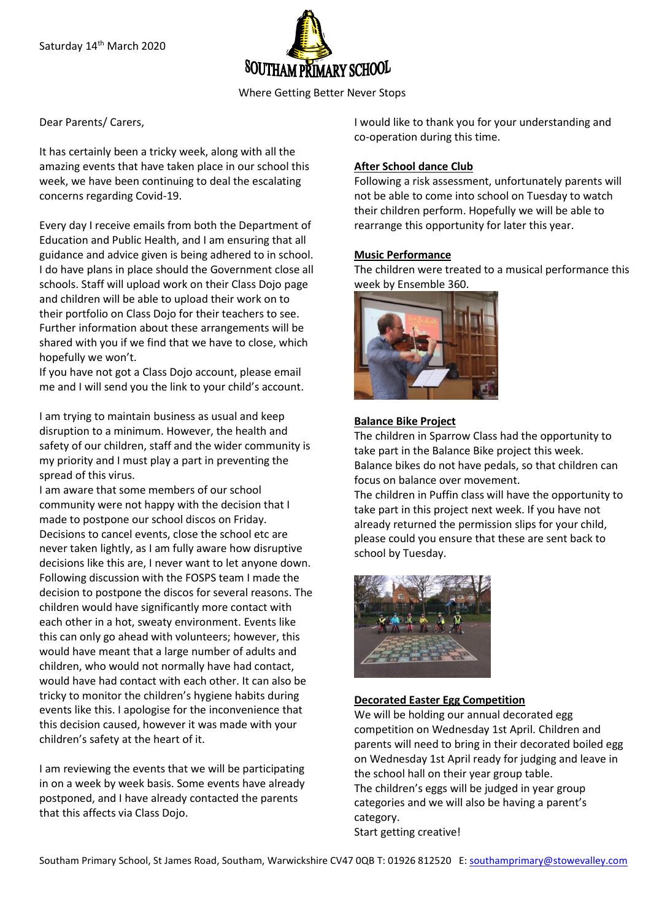Saturday 14th March 2020

# SOUTHAM PRIMARY SCHOOL

Where Getting Better Never Stops

Dear Parents/ Carers,

It has certainly been a tricky week, along with all the amazing events that have taken place in our school this week, we have been continuing to deal the escalating concerns regarding Covid-19.

Every day I receive emails from both the Department of Education and Public Health, and I am ensuring that all guidance and advice given is being adhered to in school. I do have plans in place should the Government close all schools. Staff will upload work on their Class Dojo page and children will be able to upload their work on to their portfolio on Class Dojo for their teachers to see. Further information about these arrangements will be shared with you if we find that we have to close, which hopefully we won't.
If you have not got a Class Dojo account, please email me and I will send you the link to your child's account.

I am trying to maintain business as usual and keep disruption to a minimum. However, the health and safety of our children, staff and the wider community is my priority and I must play a part in preventing the spread of this virus.
I am aware that some members of our school community were not happy with the decision that I made to postpone our school discos on Friday. Decisions to cancel events, close the school etc are never taken lightly, as I am fully aware how disruptive decisions like this are, I never want to let anyone down. Following discussion with the FOSPS team I made the decision to postpone the discos for several reasons. The children would have significantly more contact with each other in a hot, sweaty environment. Events like this can only go ahead with volunteers; however, this would have meant that a large number of adults and children, who would not normally have had contact, would have had contact with each other. It can also be tricky to monitor the children's hygiene habits during events like this. I apologise for the inconvenience that this decision caused, however it was made with your children's safety at the heart of it.

I am reviewing the events that we will be participating in on a week by week basis. Some events have already postponed, and I have already contacted the parents that this affects via Class Dojo.

I would like to thank you for your understanding and co-operation during this time.

## After School dance Club

Following a risk assessment, unfortunately parents will not be able to come into school on Tuesday to watch their children perform. Hopefully we will be able to rearrange this opportunity for later this year.

## Music Performance

The children were treated to a musical performance this week by Ensemble 360.

## Balance Bike Project

The children in Sparrow Class had the opportunity to take part in the Balance Bike project this week. Balance bikes do not have pedals, so that children can focus on balance over movement.
The children in Puffin class will have the opportunity to take part in this project next week. If you have not already returned the permission slips for your child, please could you ensure that these are sent back to school by Tuesday.

## Decorated Easter Egg Competition

We will be holding our annual decorated egg competition on Wednesday 1st April. Children and parents will need to bring in their decorated boiled egg on Wednesday 1st April ready for judging and leave in the school hall on their year group table.
The children's eggs will be judged in year group categories and we will also be having a parent's category.
Start getting creative!

Southam Primary School, St James Road, Southam, Warwickshire CV47 0QB T: 01926 812520 E: southamprimary@stowevalley.com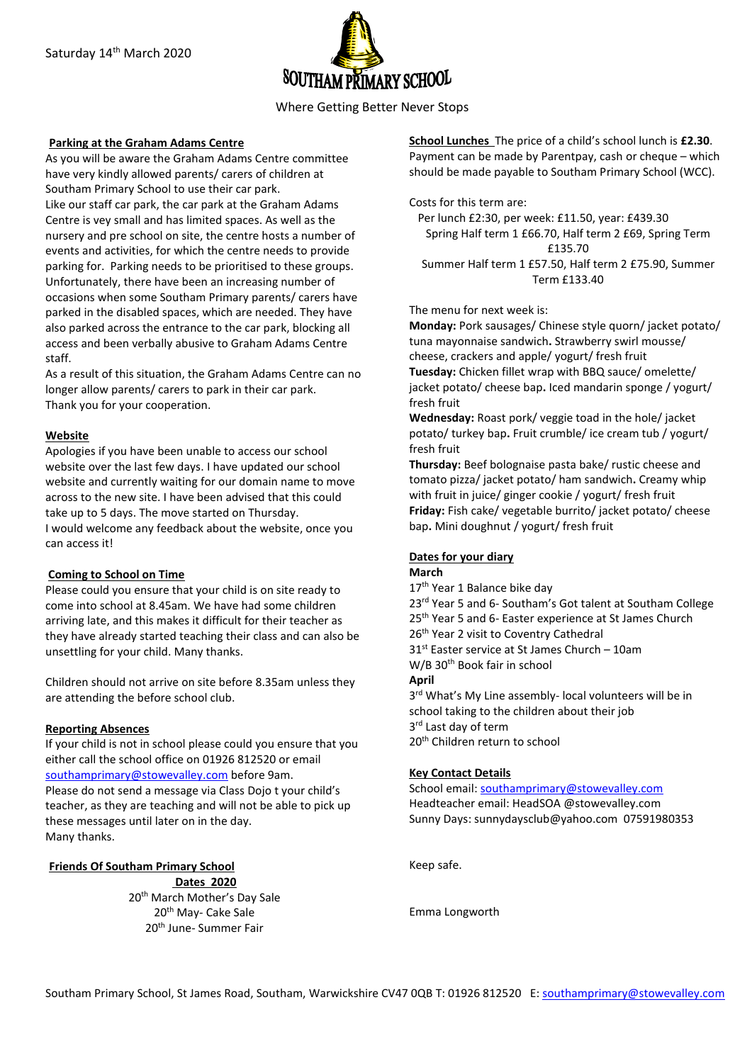Saturday 14th March 2020

# SOUTHAM PRIMARY SCHOOL

Where Getting Better Never Stops

## Parking at the Graham Adams Centre

As you will be aware the Graham Adams Centre committee have very kindly allowed parents/ carers of children at Southam Primary School to use their car park.

Like our staff car park, the car park at the Graham Adams Centre is vey small and has limited spaces. As well as the nursery and pre school on site, the centre hosts a number of events and activities, for which the centre needs to provide parking for. Parking needs to be prioritised to these groups. Unfortunately, there have been an increasing number of occasions when some Southam Primary parents/ carers have parked in the disabled spaces, which are needed. They have also parked across the entrance to the car park, blocking all access and been verbally abusive to Graham Adams Centre staff.

As a result of this situation, the Graham Adams Centre can no longer allow parents/ carers to park in their car park.

Thank you for your cooperation.

## Website

Apologies if you have been unable to access our school website over the last few days. I have updated our school website and currently waiting for our domain name to move across to the new site. I have been advised that this could take up to 5 days. The move started on Thursday.

I would welcome any feedback about the website, once you can access it!

## Coming to School on Time

Please could you ensure that your child is on site ready to come into school at 8.45am. We have had some children arriving late, and this makes it difficult for their teacher as they have already started teaching their class and can also be unsettling for your child. Many thanks.

Children should not arrive on site before 8.35am unless they are attending the before school club.

## Reporting Absences

If your child is not in school please could you ensure that you either call the school office on 01926 812520 or email southamprimary@stowevalley.com before 9am.

Please do not send a message via Class Dojo t your child's teacher, as they are teaching and will not be able to pick up these messages until later on in the day.

Many thanks.

## Friends Of Southam Primary School

**Dates 2020**

20th March Mother's Day Sale
20th May- Cake Sale
20th June- Summer Fair

## School Lunches

The price of a child's school lunch is **£2.30**. Payment can be made by Parentpay, cash or cheque – which should be made payable to Southam Primary School (WCC).

Costs for this term are:

Per lunch £2:30, per week: £11.50, year: £439.30
Spring Half term 1 £66.70, Half term 2 £69, Spring Term £135.70
Summer Half term 1 £57.50, Half term 2 £75.90, Summer Term £133.40

The menu for next week is:

**Monday:** Pork sausages/ Chinese style quorn/ jacket potato/ tuna mayonnaise sandwich**.** Strawberry swirl mousse/ cheese, crackers and apple/ yogurt/ fresh fruit

**Tuesday:** Chicken fillet wrap with BBQ sauce/ omelette/ jacket potato/ cheese bap**.** Iced mandarin sponge / yogurt/ fresh fruit

**Wednesday:** Roast pork/ veggie toad in the hole/ jacket potato/ turkey bap**.** Fruit crumble/ ice cream tub / yogurt/ fresh fruit

**Thursday:** Beef bolognaise pasta bake/ rustic cheese and tomato pizza/ jacket potato/ ham sandwich**.** Creamy whip with fruit in juice/ ginger cookie / yogurt/ fresh fruit

**Friday:** Fish cake/ vegetable burrito/ jacket potato/ cheese bap**.** Mini doughnut / yogurt/ fresh fruit

## Dates for your diary

**March**

17th Year 1 Balance bike day
23rd Year 5 and 6- Southam's Got talent at Southam College
25th Year 5 and 6- Easter experience at St James Church
26th Year 2 visit to Coventry Cathedral
31st Easter service at St James Church – 10am
W/B 30th Book fair in school

**April**

3rd What's My Line assembly- local volunteers will be in school taking to the children about their job
3rd Last day of term
20th Children return to school

## Key Contact Details

School email: southamprimary@stowevalley.com
Headteacher email: HeadSOA @stowevalley.com
Sunny Days: sunnydaysclub@yahoo.com 07591980353

Keep safe.

Emma Longworth

Southam Primary School, St James Road, Southam, Warwickshire CV47 0QB T: 01926 812520 E: southamprimary@stowevalley.com